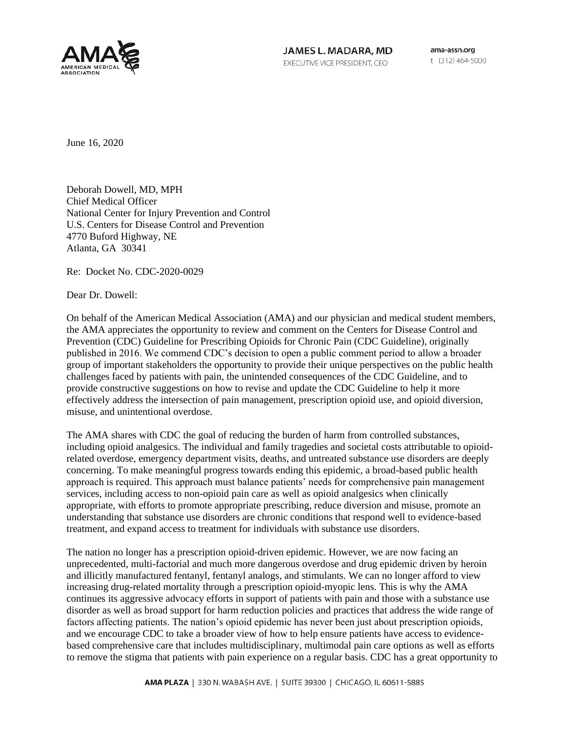**JAMES L. MADARA, MD**
EXECUTIVE VICE PRESIDENT, CEO

ama-assn.org
t (312) 464-5000

June 16, 2020

Deborah Dowell, MD, MPH
Chief Medical Officer
National Center for Injury Prevention and Control
U.S. Centers for Disease Control and Prevention
4770 Buford Highway, NE
Atlanta, GA 30341

Re: Docket No. CDC-2020-0029

Dear Dr. Dowell:

On behalf of the American Medical Association (AMA) and our physician and medical student members, the AMA appreciates the opportunity to review and comment on the Centers for Disease Control and Prevention (CDC) Guideline for Prescribing Opioids for Chronic Pain (CDC Guideline), originally published in 2016. We commend CDC's decision to open a public comment period to allow a broader group of important stakeholders the opportunity to provide their unique perspectives on the public health challenges faced by patients with pain, the unintended consequences of the CDC Guideline, and to provide constructive suggestions on how to revise and update the CDC Guideline to help it more effectively address the intersection of pain management, prescription opioid use, and opioid diversion, misuse, and unintentional overdose.

The AMA shares with CDC the goal of reducing the burden of harm from controlled substances, including opioid analgesics. The individual and family tragedies and societal costs attributable to opioid-related overdose, emergency department visits, deaths, and untreated substance use disorders are deeply concerning. To make meaningful progress towards ending this epidemic, a broad-based public health approach is required. This approach must balance patients' needs for comprehensive pain management services, including access to non-opioid pain care as well as opioid analgesics when clinically appropriate, with efforts to promote appropriate prescribing, reduce diversion and misuse, promote an understanding that substance use disorders are chronic conditions that respond well to evidence-based treatment, and expand access to treatment for individuals with substance use disorders.

The nation no longer has a prescription opioid-driven epidemic. However, we are now facing an unprecedented, multi-factorial and much more dangerous overdose and drug epidemic driven by heroin and illicitly manufactured fentanyl, fentanyl analogs, and stimulants. We can no longer afford to view increasing drug-related mortality through a prescription opioid-myopic lens. This is why the AMA continues its aggressive advocacy efforts in support of patients with pain and those with a substance use disorder as well as broad support for harm reduction policies and practices that address the wide range of factors affecting patients. The nation's opioid epidemic has never been just about prescription opioids, and we encourage CDC to take a broader view of how to help ensure patients have access to evidence-based comprehensive care that includes multidisciplinary, multimodal pain care options as well as efforts to remove the stigma that patients with pain experience on a regular basis. CDC has a great opportunity to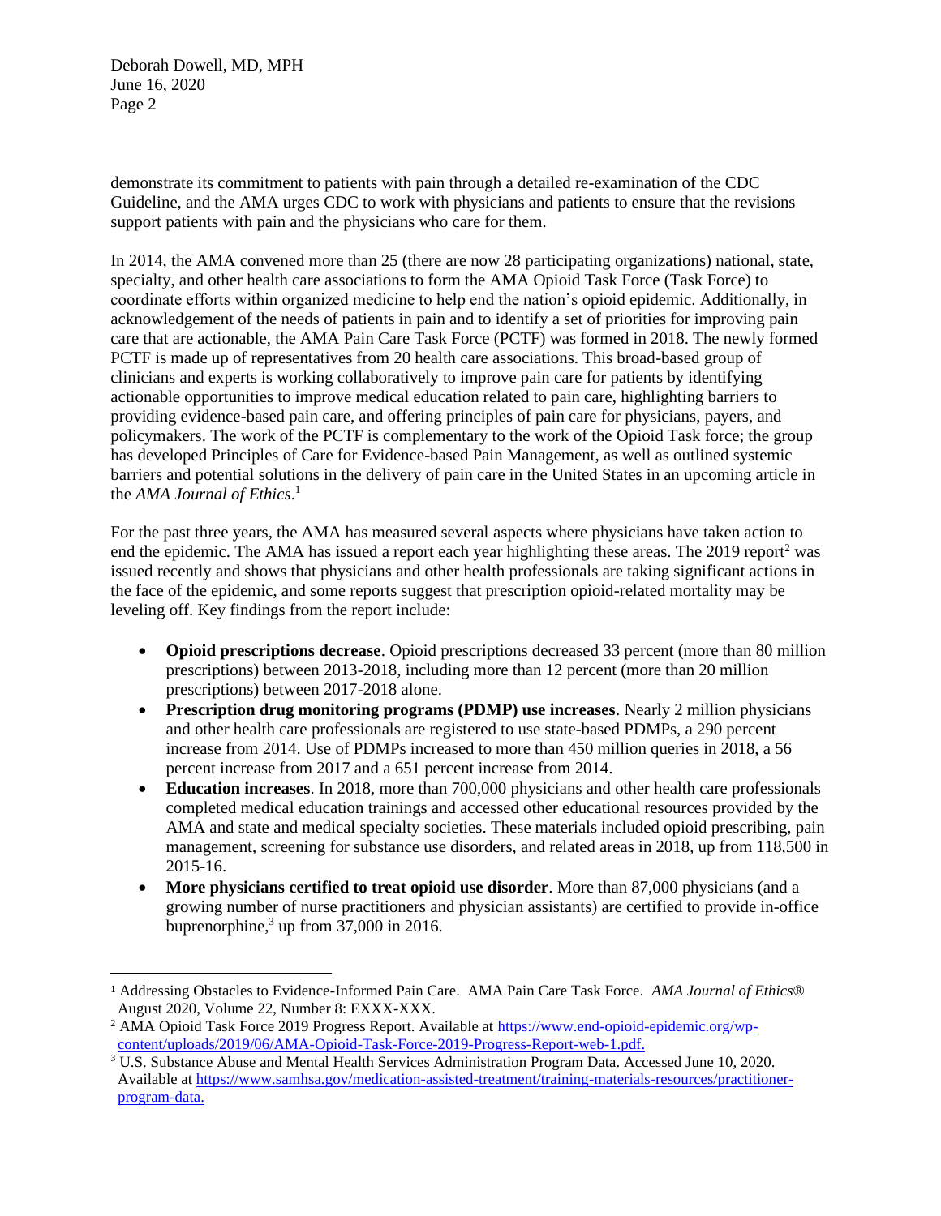demonstrate its commitment to patients with pain through a detailed re-examination of the CDC Guideline, and the AMA urges CDC to work with physicians and patients to ensure that the revisions support patients with pain and the physicians who care for them.

In 2014, the AMA convened more than 25 (there are now 28 participating organizations) national, state, specialty, and other health care associations to form the AMA Opioid Task Force (Task Force) to coordinate efforts within organized medicine to help end the nation's opioid epidemic. Additionally, in acknowledgement of the needs of patients in pain and to identify a set of priorities for improving pain care that are actionable, the AMA Pain Care Task Force (PCTF) was formed in 2018. The newly formed PCTF is made up of representatives from 20 health care associations. This broad-based group of clinicians and experts is working collaboratively to improve pain care for patients by identifying actionable opportunities to improve medical education related to pain care, highlighting barriers to providing evidence-based pain care, and offering principles of pain care for physicians, payers, and policymakers. The work of the PCTF is complementary to the work of the Opioid Task force; the group has developed Principles of Care for Evidence-based Pain Management, as well as outlined systemic barriers and potential solutions in the delivery of pain care in the United States in an upcoming article in the *AMA Journal of Ethics*.[1]

For the past three years, the AMA has measured several aspects where physicians have taken action to end the epidemic. The AMA has issued a report each year highlighting these areas. The 2019 report[2] was issued recently and shows that physicians and other health professionals are taking significant actions in the face of the epidemic, and some reports suggest that prescription opioid-related mortality may be leveling off. Key findings from the report include:

- **Opioid prescriptions decrease**. Opioid prescriptions decreased 33 percent (more than 80 million prescriptions) between 2013-2018, including more than 12 percent (more than 20 million prescriptions) between 2017-2018 alone.
- **Prescription drug monitoring programs (PDMP) use increases**. Nearly 2 million physicians and other health care professionals are registered to use state-based PDMPs, a 290 percent increase from 2014. Use of PDMPs increased to more than 450 million queries in 2018, a 56 percent increase from 2017 and a 651 percent increase from 2014.
- **Education increases**. In 2018, more than 700,000 physicians and other health care professionals completed medical education trainings and accessed other educational resources provided by the AMA and state and medical specialty societies. These materials included opioid prescribing, pain management, screening for substance use disorders, and related areas in 2018, up from 118,500 in 2015-16.
- **More physicians certified to treat opioid use disorder**. More than 87,000 physicians (and a growing number of nurse practitioners and physician assistants) are certified to provide in-office buprenorphine,[3] up from 37,000 in 2016.

---

[1] Addressing Obstacles to Evidence-Informed Pain Care. AMA Pain Care Task Force. *AMA Journal of Ethics*® August 2020, Volume 22, Number 8: EXXX-XXX.

[2] AMA Opioid Task Force 2019 Progress Report. Available at https://www.end-opioid-epidemic.org/wp-content/uploads/2019/06/AMA-Opioid-Task-Force-2019-Progress-Report-web-1.pdf.

[3] U.S. Substance Abuse and Mental Health Services Administration Program Data. Accessed June 10, 2020. Available at https://www.samhsa.gov/medication-assisted-treatment/training-materials-resources/practitioner-program-data.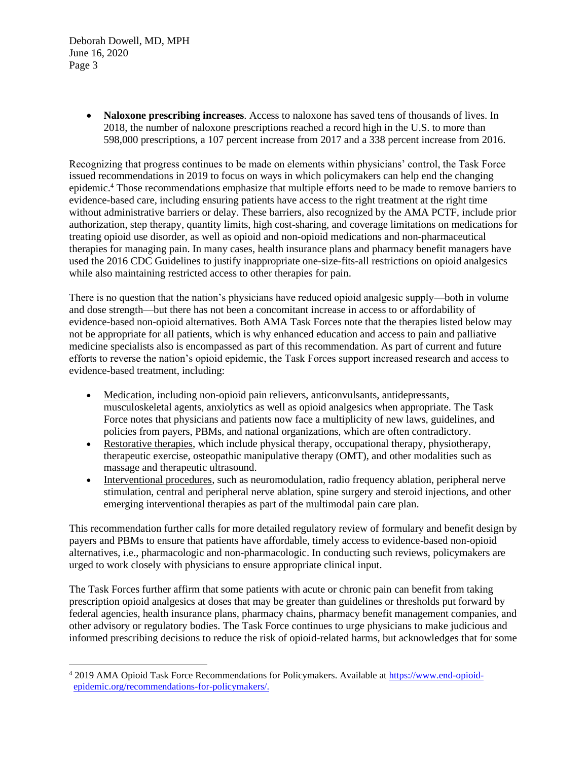- **Naloxone prescribing increases**. Access to naloxone has saved tens of thousands of lives. In 2018, the number of naloxone prescriptions reached a record high in the U.S. to more than 598,000 prescriptions, a 107 percent increase from 2017 and a 338 percent increase from 2016.

Recognizing that progress continues to be made on elements within physicians' control, the Task Force issued recommendations in 2019 to focus on ways in which policymakers can help end the changing epidemic.[4] Those recommendations emphasize that multiple efforts need to be made to remove barriers to evidence-based care, including ensuring patients have access to the right treatment at the right time without administrative barriers or delay. These barriers, also recognized by the AMA PCTF, include prior authorization, step therapy, quantity limits, high cost-sharing, and coverage limitations on medications for treating opioid use disorder, as well as opioid and non-opioid medications and non-pharmaceutical therapies for managing pain. In many cases, health insurance plans and pharmacy benefit managers have used the 2016 CDC Guidelines to justify inappropriate one-size-fits-all restrictions on opioid analgesics while also maintaining restricted access to other therapies for pain.

There is no question that the nation's physicians have reduced opioid analgesic supply—both in volume and dose strength—but there has not been a concomitant increase in access to or affordability of evidence-based non-opioid alternatives. Both AMA Task Forces note that the therapies listed below may not be appropriate for all patients, which is why enhanced education and access to pain and palliative medicine specialists also is encompassed as part of this recommendation. As part of current and future efforts to reverse the nation's opioid epidemic, the Task Forces support increased research and access to evidence-based treatment, including:

- Medication, including non-opioid pain relievers, anticonvulsants, antidepressants, musculoskeletal agents, anxiolytics as well as opioid analgesics when appropriate. The Task Force notes that physicians and patients now face a multiplicity of new laws, guidelines, and policies from payers, PBMs, and national organizations, which are often contradictory.
- Restorative therapies, which include physical therapy, occupational therapy, physiotherapy, therapeutic exercise, osteopathic manipulative therapy (OMT), and other modalities such as massage and therapeutic ultrasound.
- Interventional procedures, such as neuromodulation, radio frequency ablation, peripheral nerve stimulation, central and peripheral nerve ablation, spine surgery and steroid injections, and other emerging interventional therapies as part of the multimodal pain care plan.

This recommendation further calls for more detailed regulatory review of formulary and benefit design by payers and PBMs to ensure that patients have affordable, timely access to evidence-based non-opioid alternatives, i.e., pharmacologic and non-pharmacologic. In conducting such reviews, policymakers are urged to work closely with physicians to ensure appropriate clinical input.

The Task Forces further affirm that some patients with acute or chronic pain can benefit from taking prescription opioid analgesics at doses that may be greater than guidelines or thresholds put forward by federal agencies, health insurance plans, pharmacy chains, pharmacy benefit management companies, and other advisory or regulatory bodies. The Task Force continues to urge physicians to make judicious and informed prescribing decisions to reduce the risk of opioid-related harms, but acknowledges that for some

---

[4] 2019 AMA Opioid Task Force Recommendations for Policymakers. Available at https://www.end-opioid-epidemic.org/recommendations-for-policymakers/.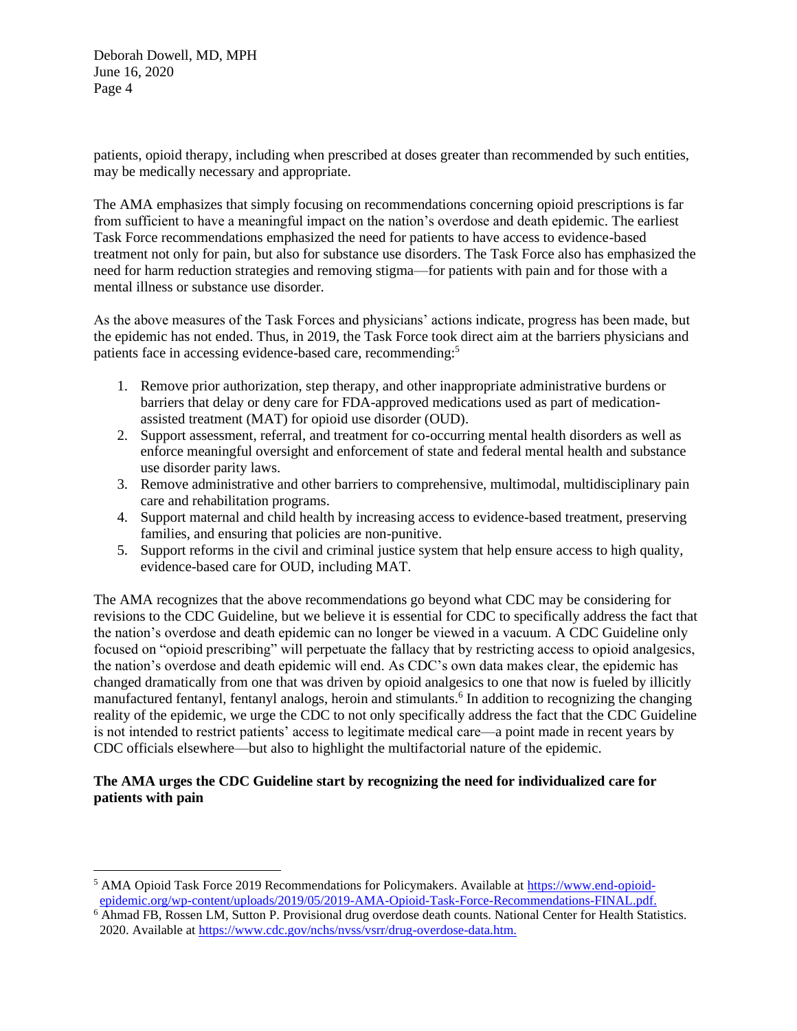patients, opioid therapy, including when prescribed at doses greater than recommended by such entities, may be medically necessary and appropriate.

The AMA emphasizes that simply focusing on recommendations concerning opioid prescriptions is far from sufficient to have a meaningful impact on the nation's overdose and death epidemic. The earliest Task Force recommendations emphasized the need for patients to have access to evidence-based treatment not only for pain, but also for substance use disorders. The Task Force also has emphasized the need for harm reduction strategies and removing stigma—for patients with pain and for those with a mental illness or substance use disorder.

As the above measures of the Task Forces and physicians' actions indicate, progress has been made, but the epidemic has not ended. Thus, in 2019, the Task Force took direct aim at the barriers physicians and patients face in accessing evidence-based care, recommending:[5]

1. Remove prior authorization, step therapy, and other inappropriate administrative burdens or barriers that delay or deny care for FDA-approved medications used as part of medication-assisted treatment (MAT) for opioid use disorder (OUD).
2. Support assessment, referral, and treatment for co-occurring mental health disorders as well as enforce meaningful oversight and enforcement of state and federal mental health and substance use disorder parity laws.
3. Remove administrative and other barriers to comprehensive, multimodal, multidisciplinary pain care and rehabilitation programs.
4. Support maternal and child health by increasing access to evidence-based treatment, preserving families, and ensuring that policies are non-punitive.
5. Support reforms in the civil and criminal justice system that help ensure access to high quality, evidence-based care for OUD, including MAT.

The AMA recognizes that the above recommendations go beyond what CDC may be considering for revisions to the CDC Guideline, but we believe it is essential for CDC to specifically address the fact that the nation's overdose and death epidemic can no longer be viewed in a vacuum. A CDC Guideline only focused on "opioid prescribing" will perpetuate the fallacy that by restricting access to opioid analgesics, the nation's overdose and death epidemic will end. As CDC's own data makes clear, the epidemic has changed dramatically from one that was driven by opioid analgesics to one that now is fueled by illicitly manufactured fentanyl, fentanyl analogs, heroin and stimulants.[6] In addition to recognizing the changing reality of the epidemic, we urge the CDC to not only specifically address the fact that the CDC Guideline is not intended to restrict patients' access to legitimate medical care—a point made in recent years by CDC officials elsewhere—but also to highlight the multifactorial nature of the epidemic.

**The AMA urges the CDC Guideline start by recognizing the need for individualized care for patients with pain**

---

[5] AMA Opioid Task Force 2019 Recommendations for Policymakers. Available at https://www.end-opioid-epidemic.org/wp-content/uploads/2019/05/2019-AMA-Opioid-Task-Force-Recommendations-FINAL.pdf.

[6] Ahmad FB, Rossen LM, Sutton P. Provisional drug overdose death counts. National Center for Health Statistics. 2020. Available at https://www.cdc.gov/nchs/nvss/vsrr/drug-overdose-data.htm.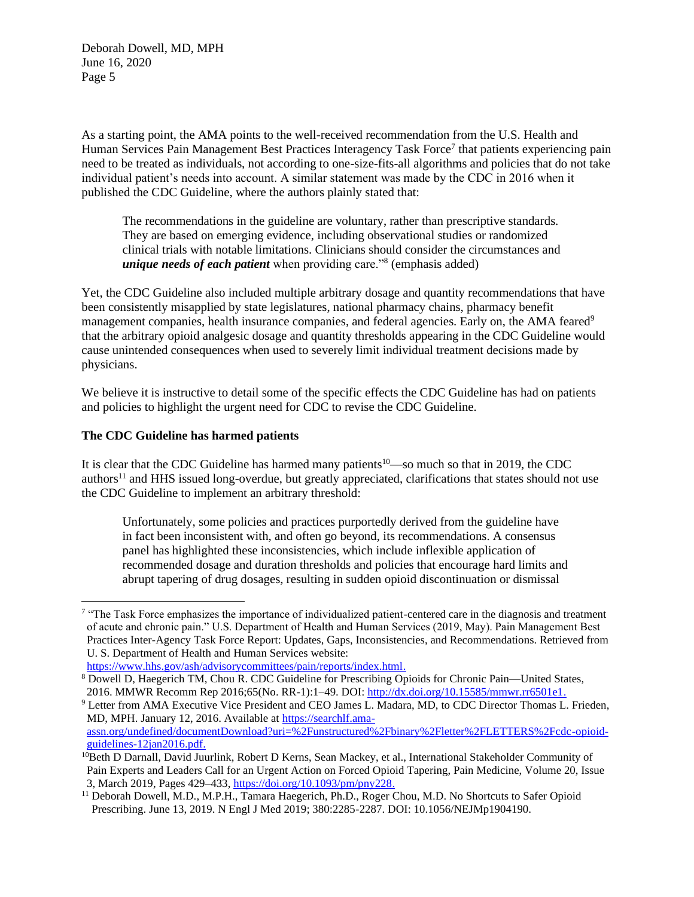As a starting point, the AMA points to the well-received recommendation from the U.S. Health and Human Services Pain Management Best Practices Interagency Task Force[7] that patients experiencing pain need to be treated as individuals, not according to one-size-fits-all algorithms and policies that do not take individual patient's needs into account. A similar statement was made by the CDC in 2016 when it published the CDC Guideline, where the authors plainly stated that:

> The recommendations in the guideline are voluntary, rather than prescriptive standards. They are based on emerging evidence, including observational studies or randomized clinical trials with notable limitations. Clinicians should consider the circumstances and ***unique needs of each patient*** when providing care."[8] (emphasis added)

Yet, the CDC Guideline also included multiple arbitrary dosage and quantity recommendations that have been consistently misapplied by state legislatures, national pharmacy chains, pharmacy benefit management companies, health insurance companies, and federal agencies. Early on, the AMA feared[9] that the arbitrary opioid analgesic dosage and quantity thresholds appearing in the CDC Guideline would cause unintended consequences when used to severely limit individual treatment decisions made by physicians.

We believe it is instructive to detail some of the specific effects the CDC Guideline has had on patients and policies to highlight the urgent need for CDC to revise the CDC Guideline.

**The CDC Guideline has harmed patients**

It is clear that the CDC Guideline has harmed many patients[10]—so much so that in 2019, the CDC authors[11] and HHS issued long-overdue, but greatly appreciated, clarifications that states should not use the CDC Guideline to implement an arbitrary threshold:

> Unfortunately, some policies and practices purportedly derived from the guideline have in fact been inconsistent with, and often go beyond, its recommendations. A consensus panel has highlighted these inconsistencies, which include inflexible application of recommended dosage and duration thresholds and policies that encourage hard limits and abrupt tapering of drug dosages, resulting in sudden opioid discontinuation or dismissal

---

[7] "The Task Force emphasizes the importance of individualized patient-centered care in the diagnosis and treatment of acute and chronic pain." U.S. Department of Health and Human Services (2019, May). Pain Management Best Practices Inter-Agency Task Force Report: Updates, Gaps, Inconsistencies, and Recommendations. Retrieved from U. S. Department of Health and Human Services website: https://www.hhs.gov/ash/advisorycommittees/pain/reports/index.html.

[8] Dowell D, Haegerich TM, Chou R. CDC Guideline for Prescribing Opioids for Chronic Pain—United States, 2016. MMWR Recomm Rep 2016;65(No. RR-1):1–49. DOI: http://dx.doi.org/10.15585/mmwr.rr6501e1.

[9] Letter from AMA Executive Vice President and CEO James L. Madara, MD, to CDC Director Thomas L. Frieden, MD, MPH. January 12, 2016. Available at https://searchlf.ama-assn.org/undefined/documentDownload?uri=%2Funstructured%2Fbinary%2Fletter%2FLETTERS%2Fcdc-opioid-guidelines-12jan2016.pdf.

[10] Beth D Darnall, David Juurlink, Robert D Kerns, Sean Mackey, et al., International Stakeholder Community of Pain Experts and Leaders Call for an Urgent Action on Forced Opioid Tapering, Pain Medicine, Volume 20, Issue 3, March 2019, Pages 429–433, https://doi.org/10.1093/pm/pny228.

[11] Deborah Dowell, M.D., M.P.H., Tamara Haegerich, Ph.D., Roger Chou, M.D. No Shortcuts to Safer Opioid Prescribing. June 13, 2019. N Engl J Med 2019; 380:2285-2287. DOI: 10.1056/NEJMp1904190.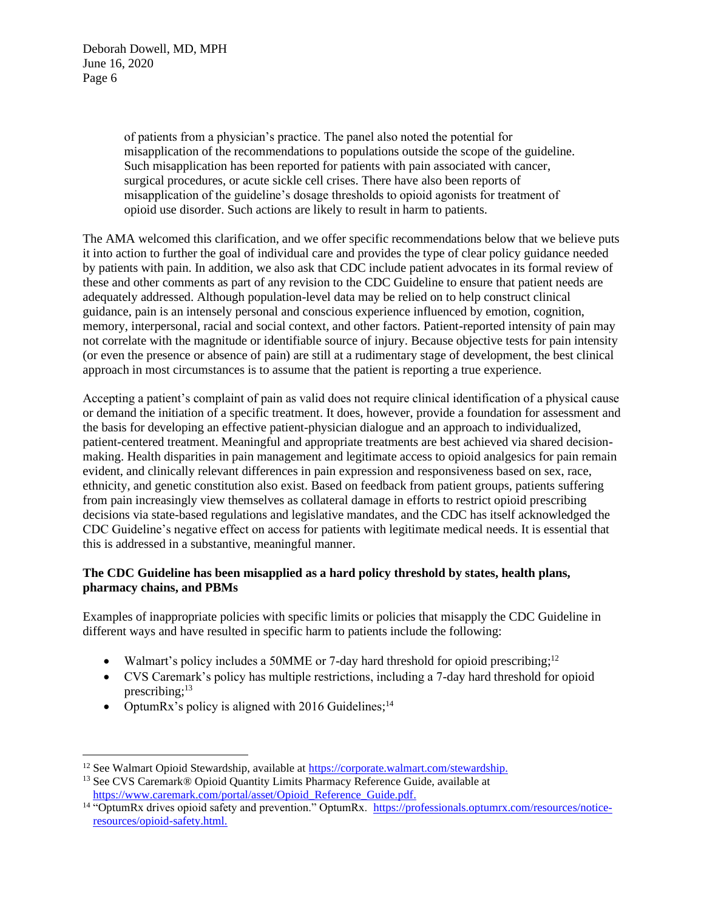> of patients from a physician's practice. The panel also noted the potential for misapplication of the recommendations to populations outside the scope of the guideline. Such misapplication has been reported for patients with pain associated with cancer, surgical procedures, or acute sickle cell crises. There have also been reports of misapplication of the guideline's dosage thresholds to opioid agonists for treatment of opioid use disorder. Such actions are likely to result in harm to patients.

The AMA welcomed this clarification, and we offer specific recommendations below that we believe puts it into action to further the goal of individual care and provides the type of clear policy guidance needed by patients with pain. In addition, we also ask that CDC include patient advocates in its formal review of these and other comments as part of any revision to the CDC Guideline to ensure that patient needs are adequately addressed. Although population-level data may be relied on to help construct clinical guidance, pain is an intensely personal and conscious experience influenced by emotion, cognition, memory, interpersonal, racial and social context, and other factors. Patient-reported intensity of pain may not correlate with the magnitude or identifiable source of injury. Because objective tests for pain intensity (or even the presence or absence of pain) are still at a rudimentary stage of development, the best clinical approach in most circumstances is to assume that the patient is reporting a true experience.

Accepting a patient's complaint of pain as valid does not require clinical identification of a physical cause or demand the initiation of a specific treatment. It does, however, provide a foundation for assessment and the basis for developing an effective patient-physician dialogue and an approach to individualized, patient-centered treatment. Meaningful and appropriate treatments are best achieved via shared decision-making. Health disparities in pain management and legitimate access to opioid analgesics for pain remain evident, and clinically relevant differences in pain expression and responsiveness based on sex, race, ethnicity, and genetic constitution also exist. Based on feedback from patient groups, patients suffering from pain increasingly view themselves as collateral damage in efforts to restrict opioid prescribing decisions via state-based regulations and legislative mandates, and the CDC has itself acknowledged the CDC Guideline's negative effect on access for patients with legitimate medical needs. It is essential that this is addressed in a substantive, meaningful manner.

**The CDC Guideline has been misapplied as a hard policy threshold by states, health plans, pharmacy chains, and PBMs**

Examples of inappropriate policies with specific limits or policies that misapply the CDC Guideline in different ways and have resulted in specific harm to patients include the following:

- Walmart's policy includes a 50MME or 7-day hard threshold for opioid prescribing;[12]
- CVS Caremark's policy has multiple restrictions, including a 7-day hard threshold for opioid prescribing;[13]
- OptumRx's policy is aligned with 2016 Guidelines;[14]

---

[12] See Walmart Opioid Stewardship, available at https://corporate.walmart.com/stewardship.

[13] See CVS Caremark® Opioid Quantity Limits Pharmacy Reference Guide, available at https://www.caremark.com/portal/asset/Opioid_Reference_Guide.pdf.

[14] "OptumRx drives opioid safety and prevention." OptumRx. https://professionals.optumrx.com/resources/notice-resources/opioid-safety.html.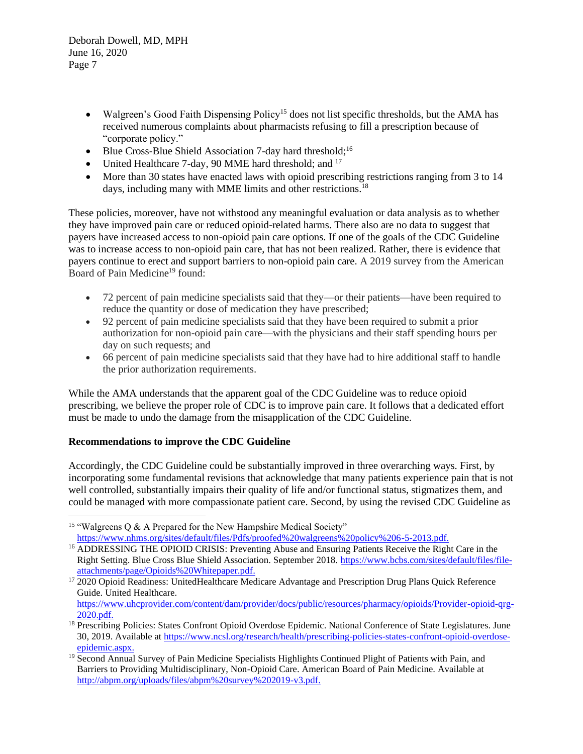- Walgreen's Good Faith Dispensing Policy[15] does not list specific thresholds, but the AMA has received numerous complaints about pharmacists refusing to fill a prescription because of "corporate policy."
- Blue Cross-Blue Shield Association 7-day hard threshold;[16]
- United Healthcare 7-day, 90 MME hard threshold; and [17]
- More than 30 states have enacted laws with opioid prescribing restrictions ranging from 3 to 14 days, including many with MME limits and other restrictions.[18]

These policies, moreover, have not withstood any meaningful evaluation or data analysis as to whether they have improved pain care or reduced opioid-related harms. There also are no data to suggest that payers have increased access to non-opioid pain care options. If one of the goals of the CDC Guideline was to increase access to non-opioid pain care, that has not been realized. Rather, there is evidence that payers continue to erect and support barriers to non-opioid pain care. A 2019 survey from the American Board of Pain Medicine[19] found:

- 72 percent of pain medicine specialists said that they—or their patients—have been required to reduce the quantity or dose of medication they have prescribed;
- 92 percent of pain medicine specialists said that they have been required to submit a prior authorization for non-opioid pain care—with the physicians and their staff spending hours per day on such requests; and
- 66 percent of pain medicine specialists said that they have had to hire additional staff to handle the prior authorization requirements.

While the AMA understands that the apparent goal of the CDC Guideline was to reduce opioid prescribing, we believe the proper role of CDC is to improve pain care. It follows that a dedicated effort must be made to undo the damage from the misapplication of the CDC Guideline.

**Recommendations to improve the CDC Guideline**

Accordingly, the CDC Guideline could be substantially improved in three overarching ways. First, by incorporating some fundamental revisions that acknowledge that many patients experience pain that is not well controlled, substantially impairs their quality of life and/or functional status, stigmatizes them, and could be managed with more compassionate patient care. Second, by using the revised CDC Guideline as

---

[15] "Walgreens Q & A Prepared for the New Hampshire Medical Society" https://www.nhms.org/sites/default/files/Pdfs/proofed%20walgreens%20policy%206-5-2013.pdf.

[16] ADDRESSING THE OPIOID CRISIS: Preventing Abuse and Ensuring Patients Receive the Right Care in the Right Setting. Blue Cross Blue Shield Association. September 2018. https://www.bcbs.com/sites/default/files/file-attachments/page/Opioids%20Whitepaper.pdf.

[17] 2020 Opioid Readiness: UnitedHealthcare Medicare Advantage and Prescription Drug Plans Quick Reference Guide. United Healthcare. https://www.uhcprovider.com/content/dam/provider/docs/public/resources/pharmacy/opioids/Provider-opioid-qrg-2020.pdf.

[18] Prescribing Policies: States Confront Opioid Overdose Epidemic. National Conference of State Legislatures. June 30, 2019. Available at https://www.ncsl.org/research/health/prescribing-policies-states-confront-opioid-overdose-epidemic.aspx.

[19] Second Annual Survey of Pain Medicine Specialists Highlights Continued Plight of Patients with Pain, and Barriers to Providing Multidisciplinary, Non-Opioid Care. American Board of Pain Medicine. Available at http://abpm.org/uploads/files/abpm%20survey%202019-v3.pdf.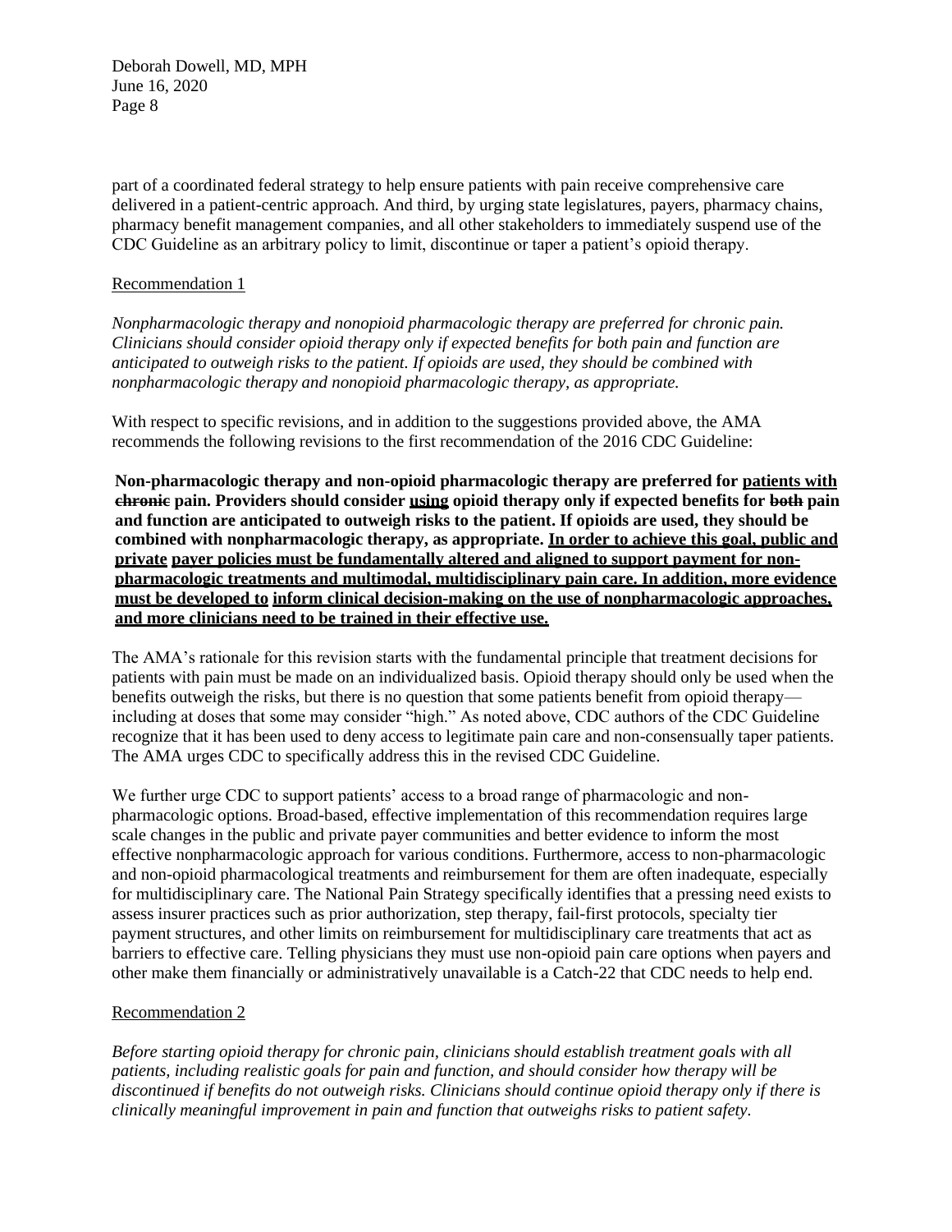part of a coordinated federal strategy to help ensure patients with pain receive comprehensive care delivered in a patient-centric approach. And third, by urging state legislatures, payers, pharmacy chains, pharmacy benefit management companies, and all other stakeholders to immediately suspend use of the CDC Guideline as an arbitrary policy to limit, discontinue or taper a patient's opioid therapy.

<u>Recommendation 1</u>

*Nonpharmacologic therapy and nonopioid pharmacologic therapy are preferred for chronic pain. Clinicians should consider opioid therapy only if expected benefits for both pain and function are anticipated to outweigh risks to the patient. If opioids are used, they should be combined with nonpharmacologic therapy and nonopioid pharmacologic therapy, as appropriate.*

With respect to specific revisions, and in addition to the suggestions provided above, the AMA recommends the following revisions to the first recommendation of the 2016 CDC Guideline:

> **Non-pharmacologic therapy and non-opioid pharmacologic therapy are preferred for <u>patients with</u> ~~chronic~~ pain. Providers should consider <u>using</u> opioid therapy only if expected benefits for ~~both~~ pain and function are anticipated to outweigh risks to the patient. If opioids are used, they should be combined with nonpharmacologic therapy, as appropriate. <u>In order to achieve this goal, public and private payer policies must be fundamentally altered and aligned to support payment for non-pharmacologic treatments and multimodal, multidisciplinary pain care. In addition, more evidence must be developed to inform clinical decision-making on the use of nonpharmacologic approaches, and more clinicians need to be trained in their effective use.</u>**

The AMA's rationale for this revision starts with the fundamental principle that treatment decisions for patients with pain must be made on an individualized basis. Opioid therapy should only be used when the benefits outweigh the risks, but there is no question that some patients benefit from opioid therapy—including at doses that some may consider "high." As noted above, CDC authors of the CDC Guideline recognize that it has been used to deny access to legitimate pain care and non-consensually taper patients. The AMA urges CDC to specifically address this in the revised CDC Guideline.

We further urge CDC to support patients' access to a broad range of pharmacologic and non-pharmacologic options. Broad-based, effective implementation of this recommendation requires large scale changes in the public and private payer communities and better evidence to inform the most effective nonpharmacologic approach for various conditions. Furthermore, access to non-pharmacologic and non-opioid pharmacological treatments and reimbursement for them are often inadequate, especially for multidisciplinary care. The National Pain Strategy specifically identifies that a pressing need exists to assess insurer practices such as prior authorization, step therapy, fail-first protocols, specialty tier payment structures, and other limits on reimbursement for multidisciplinary care treatments that act as barriers to effective care. Telling physicians they must use non-opioid pain care options when payers and other make them financially or administratively unavailable is a Catch-22 that CDC needs to help end.

<u>Recommendation 2</u>

*Before starting opioid therapy for chronic pain, clinicians should establish treatment goals with all patients, including realistic goals for pain and function, and should consider how therapy will be discontinued if benefits do not outweigh risks. Clinicians should continue opioid therapy only if there is clinically meaningful improvement in pain and function that outweighs risks to patient safety.*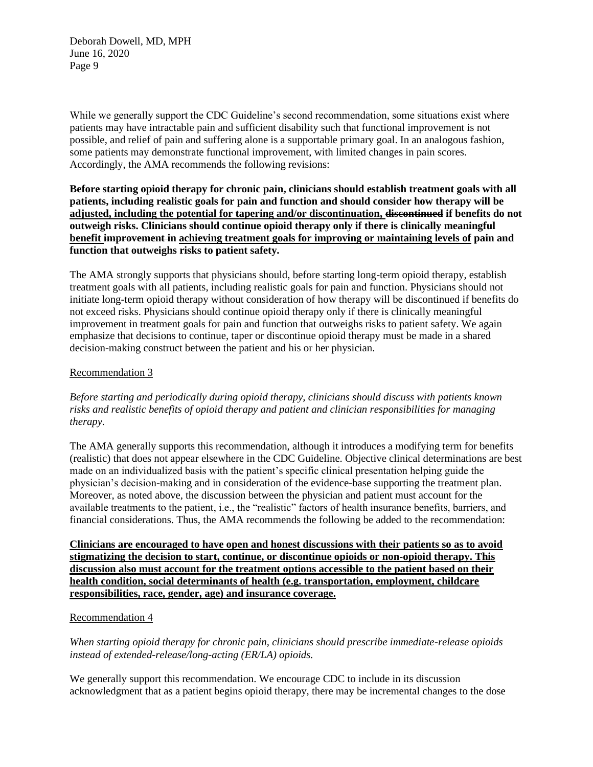While we generally support the CDC Guideline's second recommendation, some situations exist where patients may have intractable pain and sufficient disability such that functional improvement is not possible, and relief of pain and suffering alone is a supportable primary goal. In an analogous fashion, some patients may demonstrate functional improvement, with limited changes in pain scores. Accordingly, the AMA recommends the following revisions:

**Before starting opioid therapy for chronic pain, clinicians should establish treatment goals with all patients, including realistic goals for pain and function and should consider how therapy will be <u>adjusted, including the potential for tapering and/or discontinuation,</u> ~~discontinued~~ if benefits do not outweigh risks. Clinicians should continue opioid therapy only if there is clinically meaningful <u>benefit</u> ~~improvement~~ in <u>achieving treatment goals for improving or maintaining levels of</u> pain and function that outweighs risks to patient safety.**

The AMA strongly supports that physicians should, before starting long-term opioid therapy, establish treatment goals with all patients, including realistic goals for pain and function. Physicians should not initiate long-term opioid therapy without consideration of how therapy will be discontinued if benefits do not exceed risks. Physicians should continue opioid therapy only if there is clinically meaningful improvement in treatment goals for pain and function that outweighs risks to patient safety. We again emphasize that decisions to continue, taper or discontinue opioid therapy must be made in a shared decision-making construct between the patient and his or her physician.

<u>Recommendation 3</u>

*Before starting and periodically during opioid therapy, clinicians should discuss with patients known risks and realistic benefits of opioid therapy and patient and clinician responsibilities for managing therapy.*

The AMA generally supports this recommendation, although it introduces a modifying term for benefits (realistic) that does not appear elsewhere in the CDC Guideline. Objective clinical determinations are best made on an individualized basis with the patient's specific clinical presentation helping guide the physician's decision-making and in consideration of the evidence-base supporting the treatment plan. Moreover, as noted above, the discussion between the physician and patient must account for the available treatments to the patient, i.e., the "realistic" factors of health insurance benefits, barriers, and financial considerations. Thus, the AMA recommends the following be added to the recommendation:

**<u>Clinicians are encouraged to have open and honest discussions with their patients so as to avoid stigmatizing the decision to start, continue, or discontinue opioids or non-opioid therapy. This discussion also must account for the treatment options accessible to the patient based on their health condition, social determinants of health (e.g. transportation, employment, childcare responsibilities, race, gender, age) and insurance coverage.</u>**

<u>Recommendation 4</u>

*When starting opioid therapy for chronic pain, clinicians should prescribe immediate-release opioids instead of extended-release/long-acting (ER/LA) opioids.*

We generally support this recommendation. We encourage CDC to include in its discussion acknowledgment that as a patient begins opioid therapy, there may be incremental changes to the dose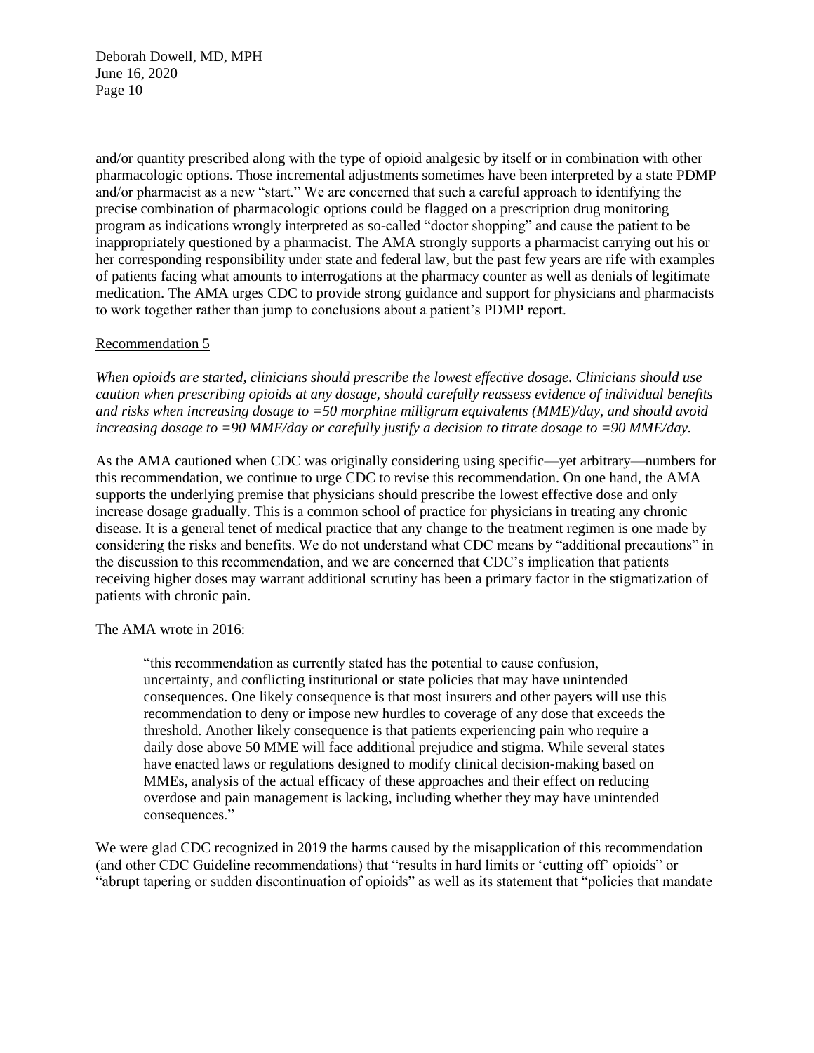and/or quantity prescribed along with the type of opioid analgesic by itself or in combination with other pharmacologic options. Those incremental adjustments sometimes have been interpreted by a state PDMP and/or pharmacist as a new "start." We are concerned that such a careful approach to identifying the precise combination of pharmacologic options could be flagged on a prescription drug monitoring program as indications wrongly interpreted as so-called "doctor shopping" and cause the patient to be inappropriately questioned by a pharmacist. The AMA strongly supports a pharmacist carrying out his or her corresponding responsibility under state and federal law, but the past few years are rife with examples of patients facing what amounts to interrogations at the pharmacy counter as well as denials of legitimate medication. The AMA urges CDC to provide strong guidance and support for physicians and pharmacists to work together rather than jump to conclusions about a patient's PDMP report.

Recommendation 5

*When opioids are started, clinicians should prescribe the lowest effective dosage. Clinicians should use caution when prescribing opioids at any dosage, should carefully reassess evidence of individual benefits and risks when increasing dosage to =50 morphine milligram equivalents (MME)/day, and should avoid increasing dosage to =90 MME/day or carefully justify a decision to titrate dosage to =90 MME/day.*

As the AMA cautioned when CDC was originally considering using specific—yet arbitrary—numbers for this recommendation, we continue to urge CDC to revise this recommendation. On one hand, the AMA supports the underlying premise that physicians should prescribe the lowest effective dose and only increase dosage gradually. This is a common school of practice for physicians in treating any chronic disease. It is a general tenet of medical practice that any change to the treatment regimen is one made by considering the risks and benefits. We do not understand what CDC means by "additional precautions" in the discussion to this recommendation, and we are concerned that CDC's implication that patients receiving higher doses may warrant additional scrutiny has been a primary factor in the stigmatization of patients with chronic pain.

The AMA wrote in 2016:

> "this recommendation as currently stated has the potential to cause confusion, uncertainty, and conflicting institutional or state policies that may have unintended consequences. One likely consequence is that most insurers and other payers will use this recommendation to deny or impose new hurdles to coverage of any dose that exceeds the threshold. Another likely consequence is that patients experiencing pain who require a daily dose above 50 MME will face additional prejudice and stigma. While several states have enacted laws or regulations designed to modify clinical decision-making based on MMEs, analysis of the actual efficacy of these approaches and their effect on reducing overdose and pain management is lacking, including whether they may have unintended consequences."

We were glad CDC recognized in 2019 the harms caused by the misapplication of this recommendation (and other CDC Guideline recommendations) that "results in hard limits or 'cutting off' opioids" or "abrupt tapering or sudden discontinuation of opioids" as well as its statement that "policies that mandate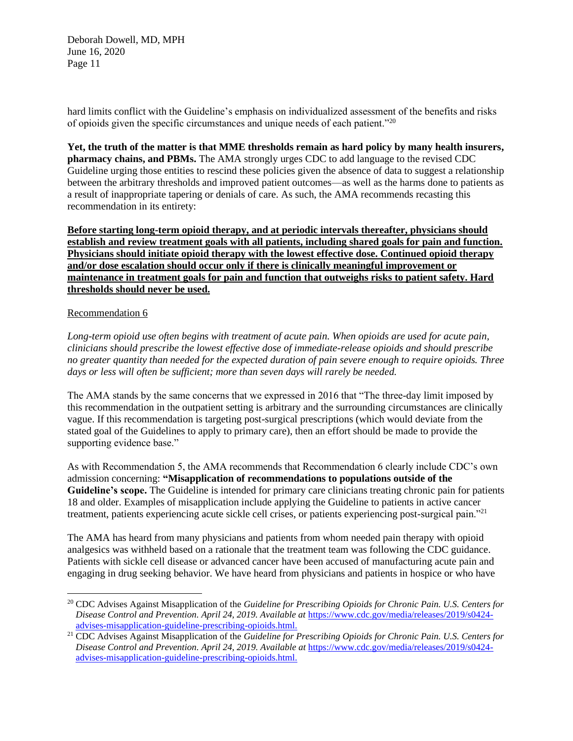hard limits conflict with the Guideline's emphasis on individualized assessment of the benefits and risks of opioids given the specific circumstances and unique needs of each patient."[20]

**Yet, the truth of the matter is that MME thresholds remain as hard policy by many health insurers, pharmacy chains, and PBMs.** The AMA strongly urges CDC to add language to the revised CDC Guideline urging those entities to rescind these policies given the absence of data to suggest a relationship between the arbitrary thresholds and improved patient outcomes—as well as the harms done to patients as a result of inappropriate tapering or denials of care. As such, the AMA recommends recasting this recommendation in its entirety:

<u>**Before starting long-term opioid therapy, and at periodic intervals thereafter, physicians should establish and review treatment goals with all patients, including shared goals for pain and function. Physicians should initiate opioid therapy with the lowest effective dose. Continued opioid therapy and/or dose escalation should occur only if there is clinically meaningful improvement or maintenance in treatment goals for pain and function that outweighs risks to patient safety. Hard thresholds should never be used.**</u>

<u>Recommendation 6</u>

*Long-term opioid use often begins with treatment of acute pain. When opioids are used for acute pain, clinicians should prescribe the lowest effective dose of immediate-release opioids and should prescribe no greater quantity than needed for the expected duration of pain severe enough to require opioids. Three days or less will often be sufficient; more than seven days will rarely be needed.*

The AMA stands by the same concerns that we expressed in 2016 that "The three-day limit imposed by this recommendation in the outpatient setting is arbitrary and the surrounding circumstances are clinically vague. If this recommendation is targeting post-surgical prescriptions (which would deviate from the stated goal of the Guidelines to apply to primary care), then an effort should be made to provide the supporting evidence base."

As with Recommendation 5, the AMA recommends that Recommendation 6 clearly include CDC's own admission concerning: **"Misapplication of recommendations to populations outside of the Guideline's scope.** The Guideline is intended for primary care clinicians treating chronic pain for patients 18 and older. Examples of misapplication include applying the Guideline to patients in active cancer treatment, patients experiencing acute sickle cell crises, or patients experiencing post-surgical pain."[21]

The AMA has heard from many physicians and patients from whom needed pain therapy with opioid analgesics was withheld based on a rationale that the treatment team was following the CDC guidance. Patients with sickle cell disease or advanced cancer have been accused of manufacturing acute pain and engaging in drug seeking behavior. We have heard from physicians and patients in hospice or who have

---

[20] CDC Advises Against Misapplication of the *Guideline for Prescribing Opioids for Chronic Pain. U.S. Centers for Disease Control and Prevention. April 24, 2019. Available at* https://www.cdc.gov/media/releases/2019/s0424-advises-misapplication-guideline-prescribing-opioids.html.

[21] CDC Advises Against Misapplication of the *Guideline for Prescribing Opioids for Chronic Pain. U.S. Centers for Disease Control and Prevention. April 24, 2019. Available at* https://www.cdc.gov/media/releases/2019/s0424-advises-misapplication-guideline-prescribing-opioids.html.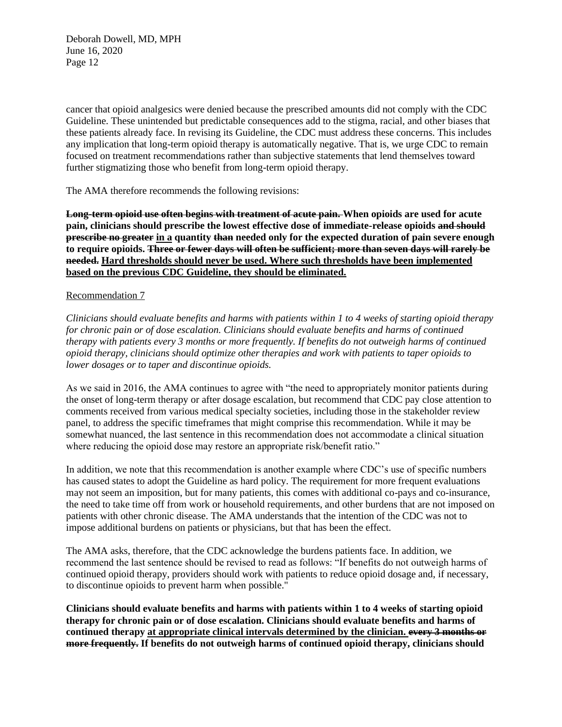cancer that opioid analgesics were denied because the prescribed amounts did not comply with the CDC Guideline. These unintended but predictable consequences add to the stigma, racial, and other biases that these patients already face. In revising its Guideline, the CDC must address these concerns. This includes any implication that long-term opioid therapy is automatically negative. That is, we urge CDC to remain focused on treatment recommendations rather than subjective statements that lend themselves toward further stigmatizing those who benefit from long-term opioid therapy.

The AMA therefore recommends the following revisions:

**~~Long-term opioid use often begins with treatment of acute pain.~~ When opioids are used for acute pain, clinicians should prescribe the lowest effective dose of immediate-release opioids ~~and should prescribe no greater~~ <u>in a</u> quantity ~~than~~ needed only for the expected duration of pain severe enough to require opioids. ~~Three or fewer days will often be sufficient; more than seven days will rarely be needed.~~ <u>Hard thresholds should never be used. Where such thresholds have been implemented based on the previous CDC Guideline, they should be eliminated.</u>**

<u>Recommendation 7</u>

*Clinicians should evaluate benefits and harms with patients within 1 to 4 weeks of starting opioid therapy for chronic pain or of dose escalation. Clinicians should evaluate benefits and harms of continued therapy with patients every 3 months or more frequently. If benefits do not outweigh harms of continued opioid therapy, clinicians should optimize other therapies and work with patients to taper opioids to lower dosages or to taper and discontinue opioids.*

As we said in 2016, the AMA continues to agree with "the need to appropriately monitor patients during the onset of long-term therapy or after dosage escalation, but recommend that CDC pay close attention to comments received from various medical specialty societies, including those in the stakeholder review panel, to address the specific timeframes that might comprise this recommendation. While it may be somewhat nuanced, the last sentence in this recommendation does not accommodate a clinical situation where reducing the opioid dose may restore an appropriate risk/benefit ratio."

In addition, we note that this recommendation is another example where CDC's use of specific numbers has caused states to adopt the Guideline as hard policy. The requirement for more frequent evaluations may not seem an imposition, but for many patients, this comes with additional co-pays and co-insurance, the need to take time off from work or household requirements, and other burdens that are not imposed on patients with other chronic disease. The AMA understands that the intention of the CDC was not to impose additional burdens on patients or physicians, but that has been the effect.

The AMA asks, therefore, that the CDC acknowledge the burdens patients face. In addition, we recommend the last sentence should be revised to read as follows: "If benefits do not outweigh harms of continued opioid therapy, providers should work with patients to reduce opioid dosage and, if necessary, to discontinue opioids to prevent harm when possible."

**Clinicians should evaluate benefits and harms with patients within 1 to 4 weeks of starting opioid therapy for chronic pain or of dose escalation. Clinicians should evaluate benefits and harms of continued therapy <u>at appropriate clinical intervals determined by the clinician.</u> ~~every 3 months or more frequently.~~ If benefits do not outweigh harms of continued opioid therapy, clinicians should**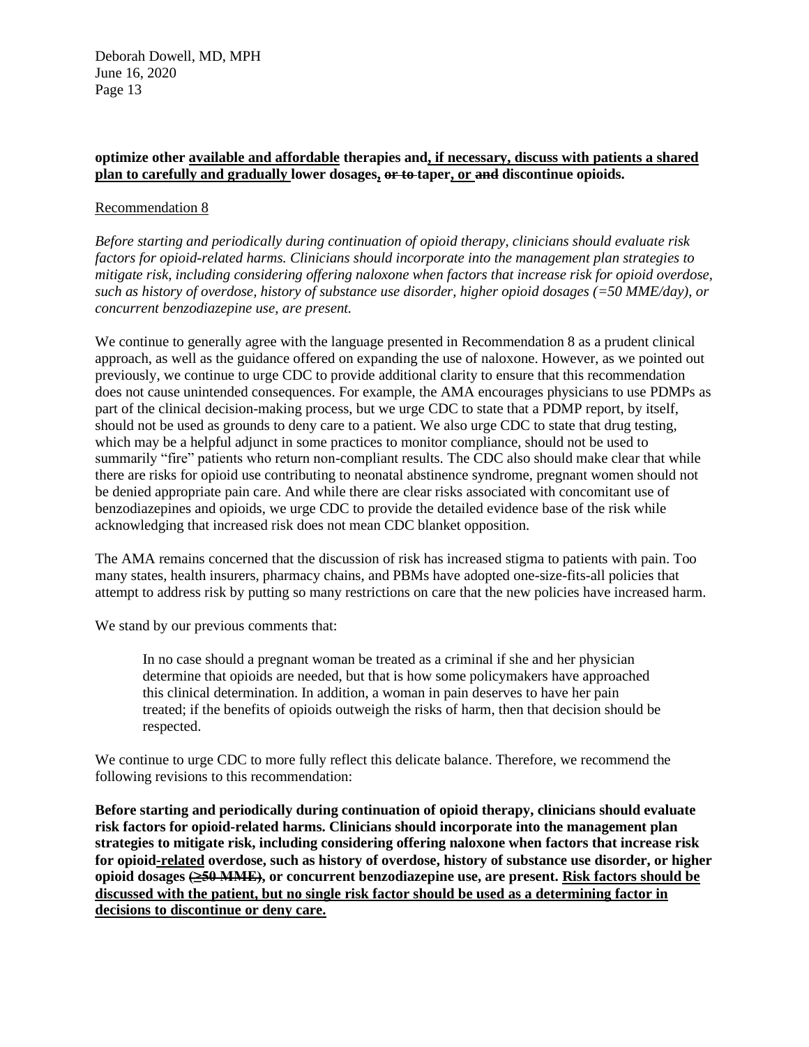**optimize other <u>available and affordable</u> therapies and<u>, if necessary, discuss with patients a shared plan to carefully and gradually</u> lower dosages<u>,</u> ~~or to~~ taper<u>, or</u> ~~and~~ discontinue opioids.**

<u>Recommendation 8</u>

*Before starting and periodically during continuation of opioid therapy, clinicians should evaluate risk factors for opioid-related harms. Clinicians should incorporate into the management plan strategies to mitigate risk, including considering offering naloxone when factors that increase risk for opioid overdose, such as history of overdose, history of substance use disorder, higher opioid dosages (=50 MME/day), or concurrent benzodiazepine use, are present.*

We continue to generally agree with the language presented in Recommendation 8 as a prudent clinical approach, as well as the guidance offered on expanding the use of naloxone. However, as we pointed out previously, we continue to urge CDC to provide additional clarity to ensure that this recommendation does not cause unintended consequences. For example, the AMA encourages physicians to use PDMPs as part of the clinical decision-making process, but we urge CDC to state that a PDMP report, by itself, should not be used as grounds to deny care to a patient. We also urge CDC to state that drug testing, which may be a helpful adjunct in some practices to monitor compliance, should not be used to summarily "fire" patients who return non-compliant results. The CDC also should make clear that while there are risks for opioid use contributing to neonatal abstinence syndrome, pregnant women should not be denied appropriate pain care. And while there are clear risks associated with concomitant use of benzodiazepines and opioids, we urge CDC to provide the detailed evidence base of the risk while acknowledging that increased risk does not mean CDC blanket opposition.

The AMA remains concerned that the discussion of risk has increased stigma to patients with pain. Too many states, health insurers, pharmacy chains, and PBMs have adopted one-size-fits-all policies that attempt to address risk by putting so many restrictions on care that the new policies have increased harm.

We stand by our previous comments that:

> In no case should a pregnant woman be treated as a criminal if she and her physician determine that opioids are needed, but that is how some policymakers have approached this clinical determination. In addition, a woman in pain deserves to have her pain treated; if the benefits of opioids outweigh the risks of harm, then that decision should be respected.

We continue to urge CDC to more fully reflect this delicate balance. Therefore, we recommend the following revisions to this recommendation:

**Before starting and periodically during continuation of opioid therapy, clinicians should evaluate risk factors for opioid-related harms. Clinicians should incorporate into the management plan strategies to mitigate risk, including considering offering naloxone when factors that increase risk for opioid<u>-related</u> overdose, such as history of overdose, history of substance use disorder, or higher opioid dosages ~~(≥50 MME)~~, or concurrent benzodiazepine use, are present. <u>Risk factors should be discussed with the patient, but no single risk factor should be used as a determining factor in decisions to discontinue or deny care.</u>**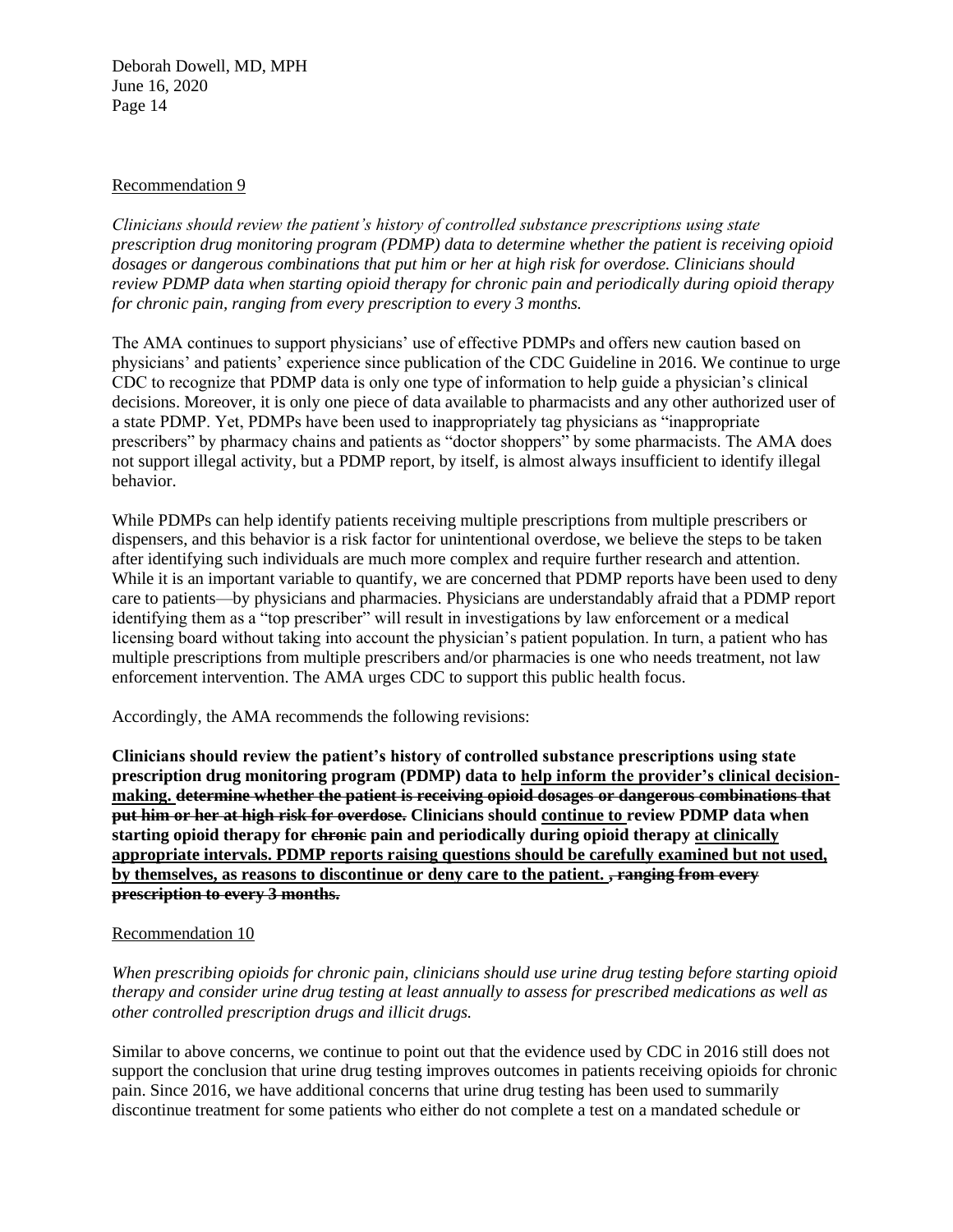Recommendation 9

*Clinicians should review the patient's history of controlled substance prescriptions using state prescription drug monitoring program (PDMP) data to determine whether the patient is receiving opioid dosages or dangerous combinations that put him or her at high risk for overdose. Clinicians should review PDMP data when starting opioid therapy for chronic pain and periodically during opioid therapy for chronic pain, ranging from every prescription to every 3 months.*

The AMA continues to support physicians' use of effective PDMPs and offers new caution based on physicians' and patients' experience since publication of the CDC Guideline in 2016. We continue to urge CDC to recognize that PDMP data is only one type of information to help guide a physician's clinical decisions. Moreover, it is only one piece of data available to pharmacists and any other authorized user of a state PDMP. Yet, PDMPs have been used to inappropriately tag physicians as "inappropriate prescribers" by pharmacy chains and patients as "doctor shoppers" by some pharmacists. The AMA does not support illegal activity, but a PDMP report, by itself, is almost always insufficient to identify illegal behavior.

While PDMPs can help identify patients receiving multiple prescriptions from multiple prescribers or dispensers, and this behavior is a risk factor for unintentional overdose, we believe the steps to be taken after identifying such individuals are much more complex and require further research and attention. While it is an important variable to quantify, we are concerned that PDMP reports have been used to deny care to patients—by physicians and pharmacies. Physicians are understandably afraid that a PDMP report identifying them as a "top prescriber" will result in investigations by law enforcement or a medical licensing board without taking into account the physician's patient population. In turn, a patient who has multiple prescriptions from multiple prescribers and/or pharmacies is one who needs treatment, not law enforcement intervention. The AMA urges CDC to support this public health focus.

Accordingly, the AMA recommends the following revisions:

**Clinicians should review the patient's history of controlled substance prescriptions using state prescription drug monitoring program (PDMP) data to <u>help inform the provider's clinical decision-making.</u> ~~determine whether the patient is receiving opioid dosages or dangerous combinations that put him or her at high risk for overdose.~~ Clinicians should <u>continue to</u> review PDMP data when starting opioid therapy for ~~chronic~~ pain and periodically during opioid therapy <u>at clinically appropriate intervals. PDMP reports raising questions should be carefully examined but not used, by themselves, as reasons to discontinue or deny care to the patient.</u> ~~, ranging from every prescription to every 3 months.~~**

Recommendation 10

*When prescribing opioids for chronic pain, clinicians should use urine drug testing before starting opioid therapy and consider urine drug testing at least annually to assess for prescribed medications as well as other controlled prescription drugs and illicit drugs.*

Similar to above concerns, we continue to point out that the evidence used by CDC in 2016 still does not support the conclusion that urine drug testing improves outcomes in patients receiving opioids for chronic pain. Since 2016, we have additional concerns that urine drug testing has been used to summarily discontinue treatment for some patients who either do not complete a test on a mandated schedule or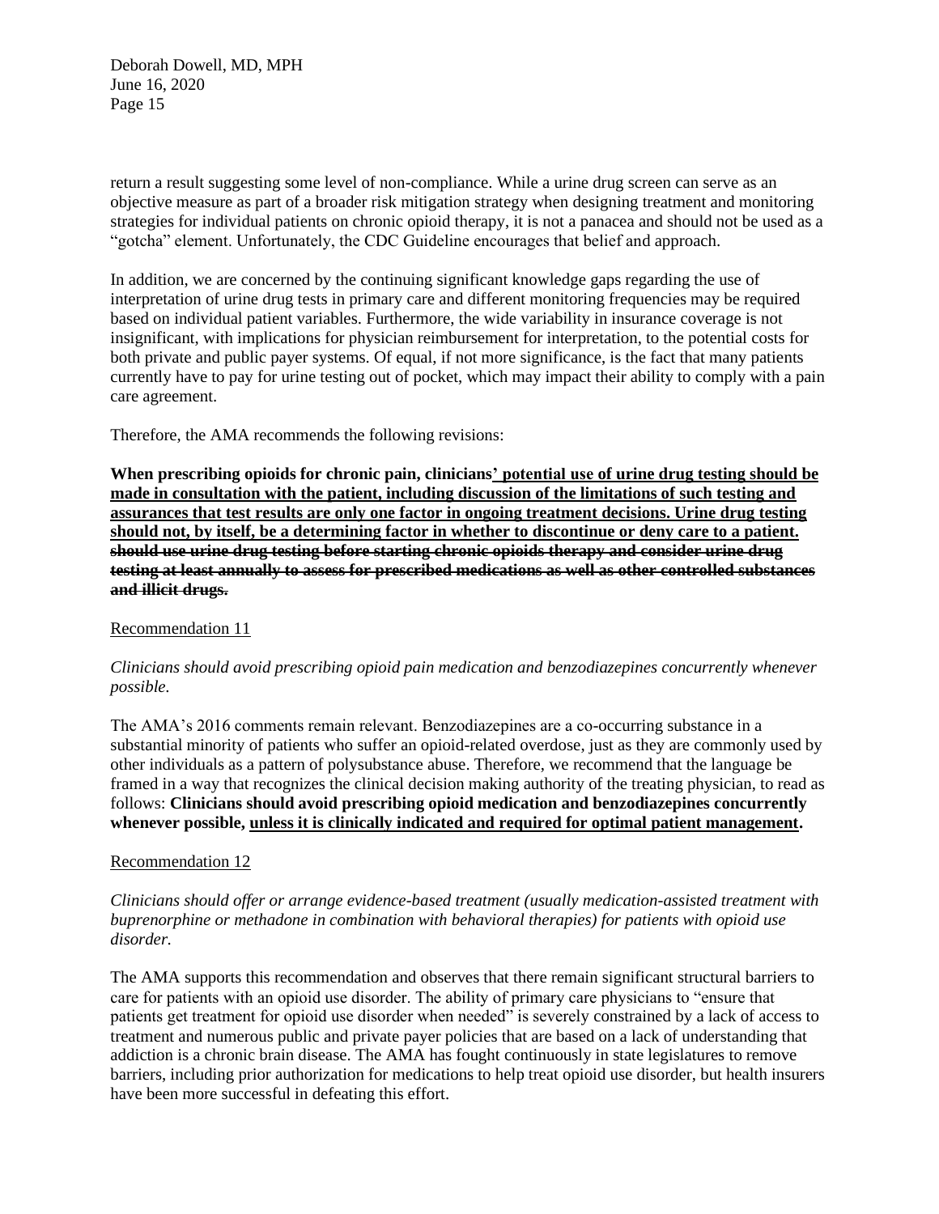return a result suggesting some level of non-compliance. While a urine drug screen can serve as an objective measure as part of a broader risk mitigation strategy when designing treatment and monitoring strategies for individual patients on chronic opioid therapy, it is not a panacea and should not be used as a "gotcha" element. Unfortunately, the CDC Guideline encourages that belief and approach.

In addition, we are concerned by the continuing significant knowledge gaps regarding the use of interpretation of urine drug tests in primary care and different monitoring frequencies may be required based on individual patient variables. Furthermore, the wide variability in insurance coverage is not insignificant, with implications for physician reimbursement for interpretation, to the potential costs for both private and public payer systems. Of equal, if not more significance, is the fact that many patients currently have to pay for urine testing out of pocket, which may impact their ability to comply with a pain care agreement.

Therefore, the AMA recommends the following revisions:

**When prescribing opioids for chronic pain, clinicians<u>' potential use of urine drug testing should be made in consultation with the patient, including discussion of the limitations of such testing and assurances that test results are only one factor in ongoing treatment decisions. Urine drug testing should not, by itself, be a determining factor in whether to discontinue or deny care to a patient.</u> ~~should use urine drug testing before starting chronic opioids therapy and consider urine drug testing at least annually to assess for prescribed medications as well as other controlled substances and illicit drugs.~~**

### Recommendation 11

*Clinicians should avoid prescribing opioid pain medication and benzodiazepines concurrently whenever possible.*

The AMA's 2016 comments remain relevant. Benzodiazepines are a co-occurring substance in a substantial minority of patients who suffer an opioid-related overdose, just as they are commonly used by other individuals as a pattern of polysubstance abuse. Therefore, we recommend that the language be framed in a way that recognizes the clinical decision making authority of the treating physician, to read as follows: **Clinicians should avoid prescribing opioid medication and benzodiazepines concurrently whenever possible, <u>unless it is clinically indicated and required for optimal patient management</u>.**

### Recommendation 12

*Clinicians should offer or arrange evidence-based treatment (usually medication-assisted treatment with buprenorphine or methadone in combination with behavioral therapies) for patients with opioid use disorder.*

The AMA supports this recommendation and observes that there remain significant structural barriers to care for patients with an opioid use disorder. The ability of primary care physicians to "ensure that patients get treatment for opioid use disorder when needed" is severely constrained by a lack of access to treatment and numerous public and private payer policies that are based on a lack of understanding that addiction is a chronic brain disease. The AMA has fought continuously in state legislatures to remove barriers, including prior authorization for medications to help treat opioid use disorder, but health insurers have been more successful in defeating this effort.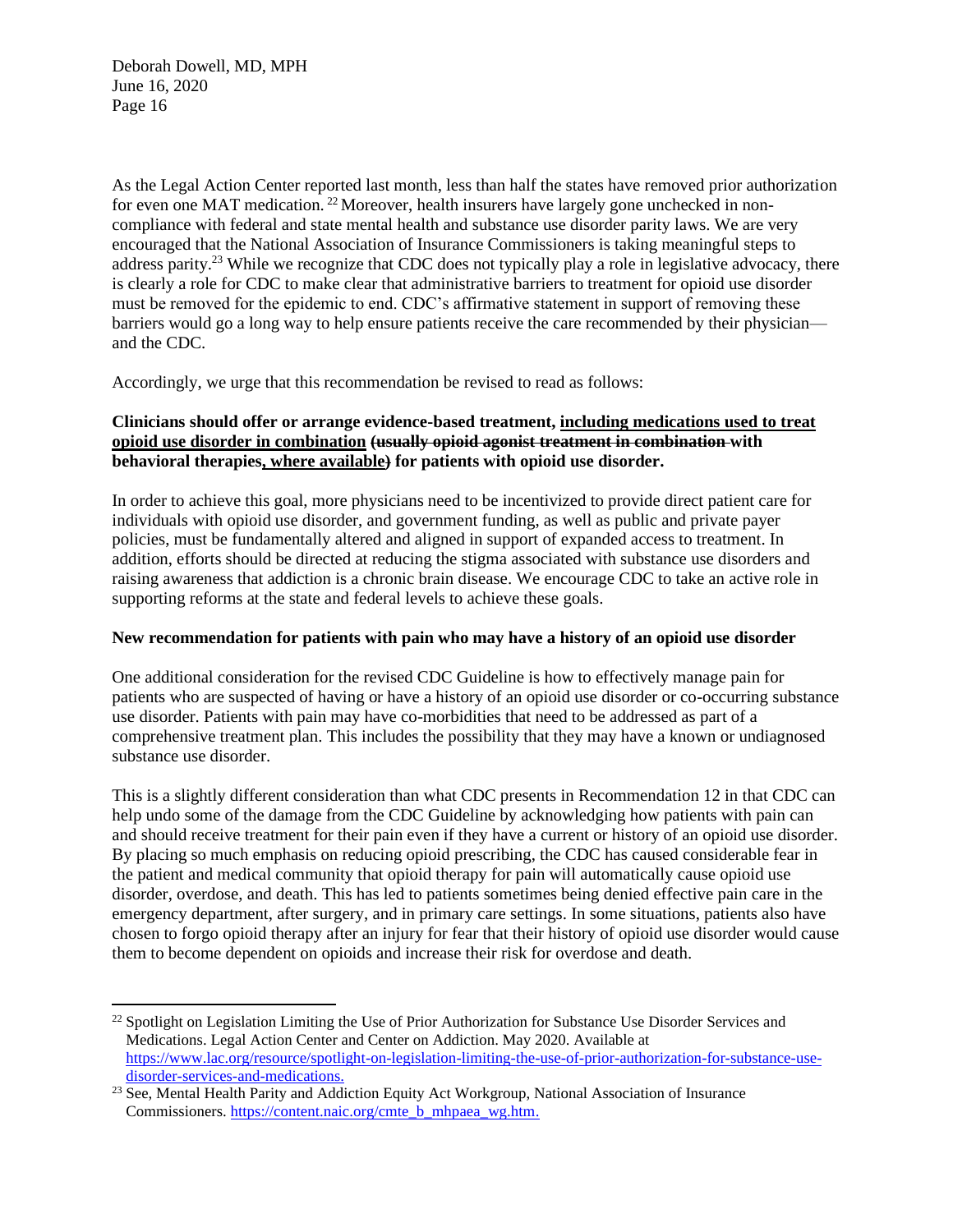As the Legal Action Center reported last month, less than half the states have removed prior authorization for even one MAT medication.[22] Moreover, health insurers have largely gone unchecked in non-compliance with federal and state mental health and substance use disorder parity laws. We are very encouraged that the National Association of Insurance Commissioners is taking meaningful steps to address parity.[23] While we recognize that CDC does not typically play a role in legislative advocacy, there is clearly a role for CDC to make clear that administrative barriers to treatment for opioid use disorder must be removed for the epidemic to end. CDC's affirmative statement in support of removing these barriers would go a long way to help ensure patients receive the care recommended by their physician—and the CDC.

Accordingly, we urge that this recommendation be revised to read as follows:

**Clinicians should offer or arrange evidence-based treatment, <u>including medications used to treat opioid use disorder in combination</u> ~~(usually opioid agonist treatment in combination~~ with behavioral therapies<u>, where available</u>~~)~~ for patients with opioid use disorder.**

In order to achieve this goal, more physicians need to be incentivized to provide direct patient care for individuals with opioid use disorder, and government funding, as well as public and private payer policies, must be fundamentally altered and aligned in support of expanded access to treatment. In addition, efforts should be directed at reducing the stigma associated with substance use disorders and raising awareness that addiction is a chronic brain disease. We encourage CDC to take an active role in supporting reforms at the state and federal levels to achieve these goals.

**New recommendation for patients with pain who may have a history of an opioid use disorder**

One additional consideration for the revised CDC Guideline is how to effectively manage pain for patients who are suspected of having or have a history of an opioid use disorder or co-occurring substance use disorder. Patients with pain may have co-morbidities that need to be addressed as part of a comprehensive treatment plan. This includes the possibility that they may have a known or undiagnosed substance use disorder.

This is a slightly different consideration than what CDC presents in Recommendation 12 in that CDC can help undo some of the damage from the CDC Guideline by acknowledging how patients with pain can and should receive treatment for their pain even if they have a current or history of an opioid use disorder. By placing so much emphasis on reducing opioid prescribing, the CDC has caused considerable fear in the patient and medical community that opioid therapy for pain will automatically cause opioid use disorder, overdose, and death. This has led to patients sometimes being denied effective pain care in the emergency department, after surgery, and in primary care settings. In some situations, patients also have chosen to forgo opioid therapy after an injury for fear that their history of opioid use disorder would cause them to become dependent on opioids and increase their risk for overdose and death.

---

[22] Spotlight on Legislation Limiting the Use of Prior Authorization for Substance Use Disorder Services and Medications. Legal Action Center and Center on Addiction. May 2020. Available at https://www.lac.org/resource/spotlight-on-legislation-limiting-the-use-of-prior-authorization-for-substance-use-disorder-services-and-medications.

[23] See, Mental Health Parity and Addiction Equity Act Workgroup, National Association of Insurance Commissioners. https://content.naic.org/cmte_b_mhpaea_wg.htm.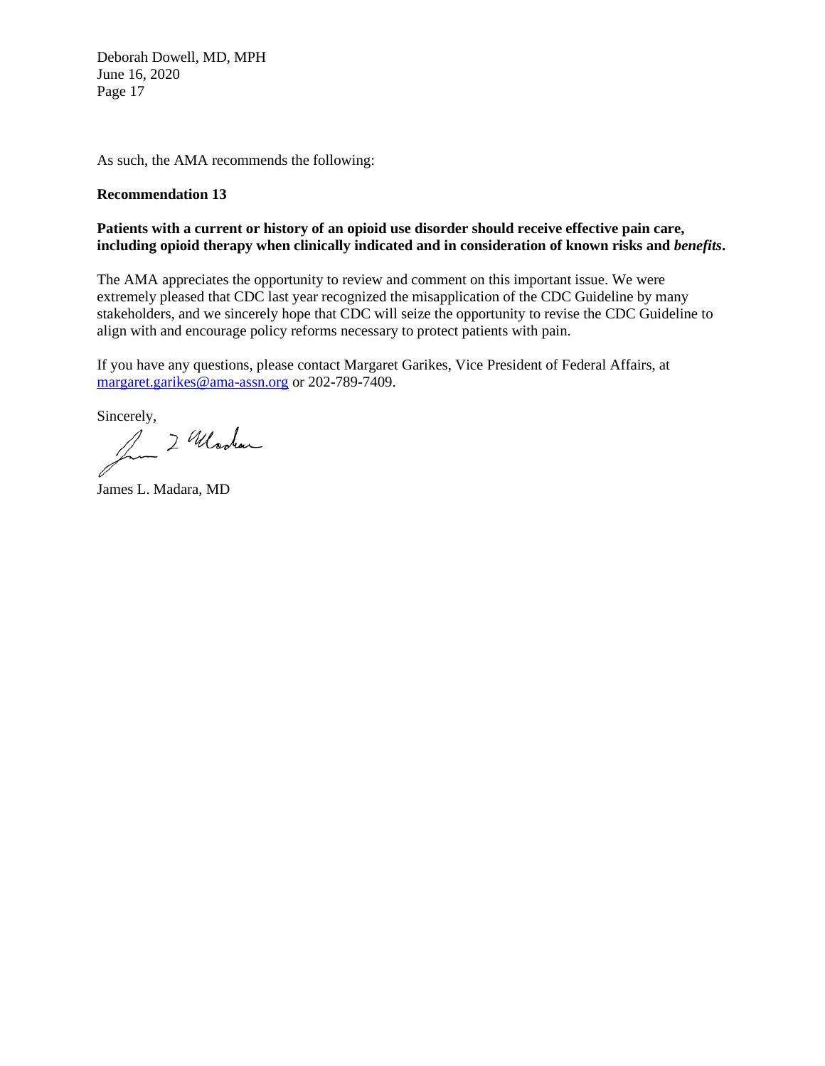As such, the AMA recommends the following:

**Recommendation 13**

**Patients with a current or history of an opioid use disorder should receive effective pain care, including opioid therapy when clinically indicated and in consideration of known risks and *benefits*.**

The AMA appreciates the opportunity to review and comment on this important issue. We were extremely pleased that CDC last year recognized the misapplication of the CDC Guideline by many stakeholders, and we sincerely hope that CDC will seize the opportunity to revise the CDC Guideline to align with and encourage policy reforms necessary to protect patients with pain.

If you have any questions, please contact Margaret Garikes, Vice President of Federal Affairs, at [margaret.garikes@ama-assn.org](mailto:margaret.garikes@ama-assn.org) or 202-789-7409.

Sincerely,

James L. Madara, MD